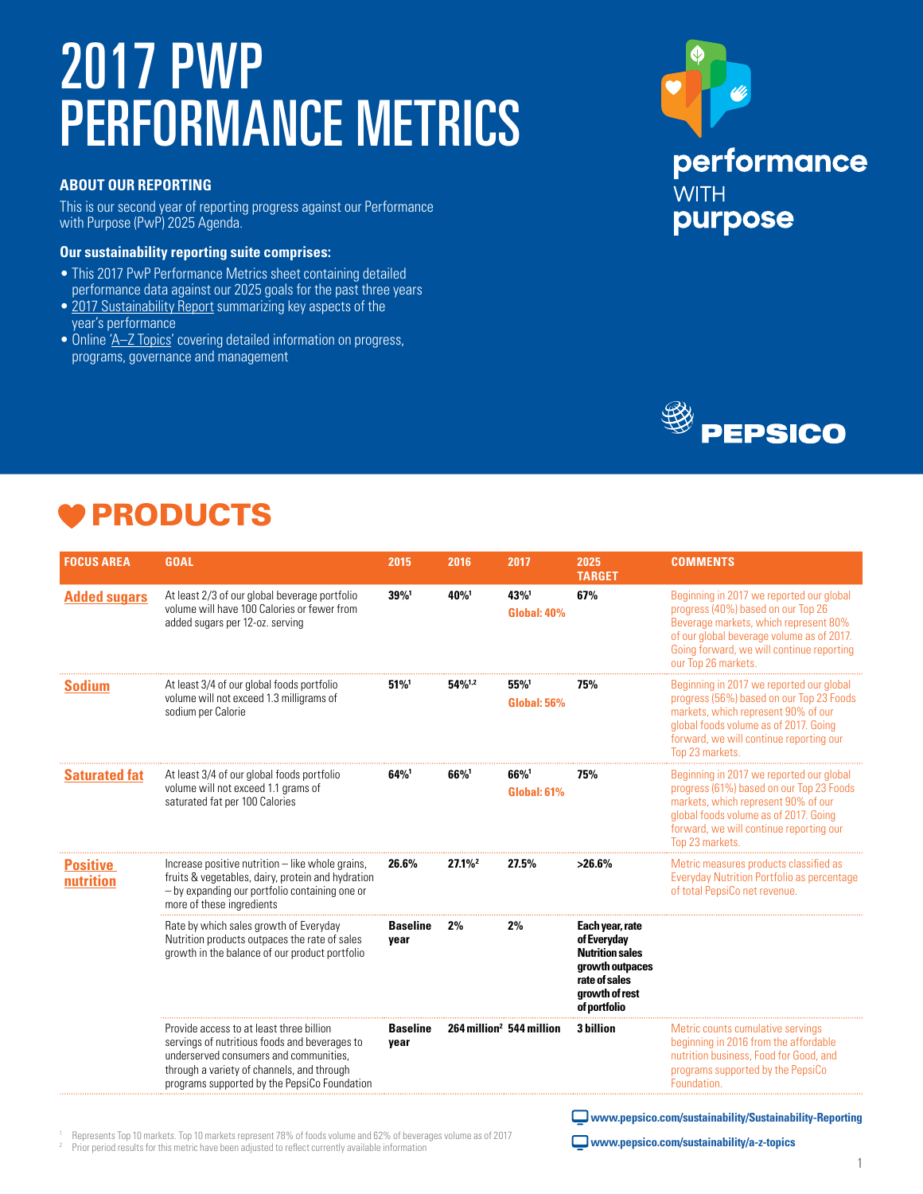# 2017 PWP PERFORMANCE METRICS

performance WITH purpose

PEPSICO

## ABOUT OUR REPORTING

This is our second year of reporting progress against our Performance with Purpose (PwP) 2025 Agenda.

**Our sustainability reporting suite comprises:**

- This 2017 PwP Performance Metrics sheet containing detailed performance data against our 2025 goals for the past three years
- 2017 Sustainability Report summarizing key aspects of the year's performance
- Online 'A–Z Topics' covering detailed information on progress, programs, governance and management

## PRODUCTS

| FOCUS AREA | GOAL | 2015 | 2016 | 2017 | 2025 TARGET | COMMENTS |
|---|---|---|---|---|---|---|
| Added sugars | At least 2/3 of our global beverage portfolio volume will have 100 Calories or fewer from added sugars per 12-oz. serving | 39%[1] | 40%[1] | 43%[1] Global: 40% | 67% | Beginning in 2017 we reported our global progress (40%) based on our Top 26 Beverage markets, which represent 80% of our global beverage volume as of 2017. Going forward, we will continue reporting our Top 26 markets. |
| Sodium | At least 3/4 of our global foods portfolio volume will not exceed 1.3 milligrams of sodium per Calorie | 51%[1] | 54%[1,2] | 55%[1] Global: 56% | 75% | Beginning in 2017 we reported our global progress (56%) based on our Top 23 Foods markets, which represent 90% of our global foods volume as of 2017. Going forward, we will continue reporting our Top 23 markets. |
| Saturated fat | At least 3/4 of our global foods portfolio volume will not exceed 1.1 grams of saturated fat per 100 Calories | 64%[1] | 66%[1] | 66%[1] Global: 61% | 75% | Beginning in 2017 we reported our global progress (61%) based on our Top 23 Foods markets, which represent 90% of our global foods volume as of 2017. Going forward, we will continue reporting our Top 23 markets. |
| Positive nutrition | Increase positive nutrition – like whole grains, fruits & vegetables, dairy, protein and hydration – by expanding our portfolio containing one or more of these ingredients | 26.6% | 27.1%[2] | 27.5% | >26.6% | Metric measures products classified as Everyday Nutrition Portfolio as percentage of total PepsiCo net revenue. |
| | Rate by which sales growth of Everyday Nutrition products outpaces the rate of sales growth in the balance of our product portfolio | Baseline year | 2% | 2% | Each year, rate of Everyday Nutrition sales growth outpaces rate of sales growth of rest of portfolio | |
| | Provide access to at least three billion servings of nutritious foods and beverages to underserved consumers and communities, through a variety of channels, and through programs supported by the PepsiCo Foundation | Baseline year | 264 million[2] | 544 million | 3 billion | Metric counts cumulative servings beginning in 2016 from the affordable nutrition business, Food for Good, and programs supported by the PepsiCo Foundation. |

[1] Represents Top 10 markets. Top 10 markets represent 78% of foods volume and 62% of beverages volume as of 2017
[2] Prior period results for this metric have been adjusted to reflect currently available information

www.pepsico.com/sustainability/Sustainability-Reporting

www.pepsico.com/sustainability/a-z-topics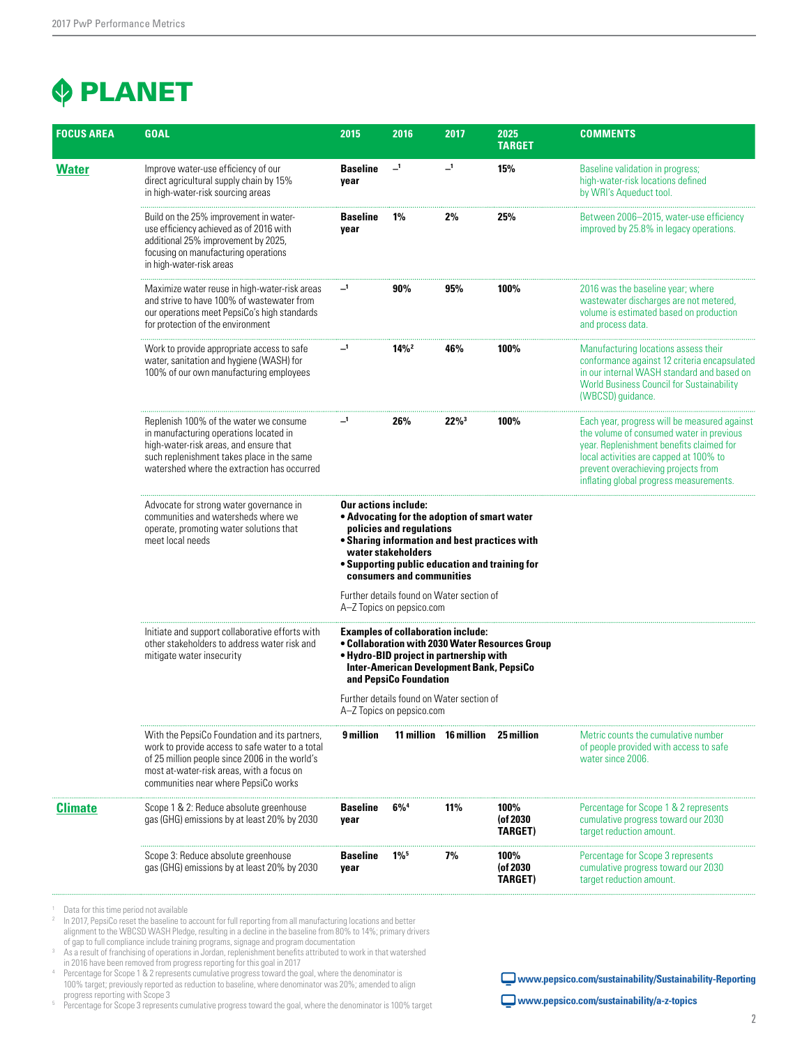# PLANET

| FOCUS AREA | GOAL | 2015 | 2016 | 2017 | 2025 TARGET | COMMENTS |
|---|---|---|---|---|---|---|
| **Water** | Improve water-use efficiency of our direct agricultural supply chain by 15% in high-water-risk sourcing areas | **Baseline year** | –[1] | –[1] | **15%** | Baseline validation in progress; high-water-risk locations defined by WRI's Aqueduct tool. |
| | Build on the 25% improvement in water-use efficiency achieved as of 2016 with additional 25% improvement by 2025, focusing on manufacturing operations in high-water-risk areas | **Baseline year** | **1%** | **2%** | **25%** | Between 2006–2015, water-use efficiency improved by 25.8% in legacy operations. |
| | Maximize water reuse in high-water-risk areas and strive to have 100% of wastewater from our operations meet PepsiCo's high standards for protection of the environment | –[1] | **90%** | **95%** | **100%** | 2016 was the baseline year; where wastewater discharges are not metered, volume is estimated based on production and process data. |
| | Work to provide appropriate access to safe water, sanitation and hygiene (WASH) for 100% of our own manufacturing employees | –[1] | **14%**[2] | **46%** | **100%** | Manufacturing locations assess their conformance against 12 criteria encapsulated in our internal WASH standard and based on World Business Council for Sustainability (WBCSD) guidance. |
| | Replenish 100% of the water we consume in manufacturing operations located in high-water-risk areas, and ensure that such replenishment takes place in the same watershed where the extraction has occurred | –[1] | **26%** | **22%**[3] | **100%** | Each year, progress will be measured against the volume of consumed water in previous year. Replenishment benefits claimed for local activities are capped at 100% to prevent overachieving projects from inflating global progress measurements. |
| | Advocate for strong water governance in communities and watersheds where we operate, promoting water solutions that meet local needs | **Our actions include:** • Advocating for the adoption of smart water policies and regulations • Sharing information and best practices with water stakeholders • Supporting public education and training for consumers and communities. Further details found on Water section of A–Z Topics on pepsico.com | | | | |
| | Initiate and support collaborative efforts with other stakeholders to address water risk and mitigate water insecurity | **Examples of collaboration include:** • Collaboration with 2030 Water Resources Group • Hydro-BID project in partnership with Inter-American Development Bank, PepsiCo and PepsiCo Foundation. Further details found on Water section of A–Z Topics on pepsico.com | | | | |
| | With the PepsiCo Foundation and its partners, work to provide access to safe water to a total of 25 million people since 2006 in the world's most at-water-risk areas, with a focus on communities near where PepsiCo works | **9 million** | **11 million** | **16 million** | **25 million** | Metric counts the cumulative number of people provided with access to safe water since 2006. |
| **Climate** | Scope 1 & 2: Reduce absolute greenhouse gas (GHG) emissions by at least 20% by 2030 | **Baseline year** | **6%**[4] | **11%** | **100% (of 2030 TARGET)** | Percentage for Scope 1 & 2 represents cumulative progress toward our 2030 target reduction amount. |
| | Scope 3: Reduce absolute greenhouse gas (GHG) emissions by at least 20% by 2030 | **Baseline year** | **1%**[5] | **7%** | **100% (of 2030 TARGET)** | Percentage for Scope 3 represents cumulative progress toward our 2030 target reduction amount. |

[1] Data for this time period not available

[2] In 2017, PepsiCo reset the baseline to account for full reporting from all manufacturing locations and better alignment to the WBCSD WASH Pledge, resulting in a decline in the baseline from 80% to 14%; primary drivers of gap to full compliance include training programs, signage and program documentation

[3] As a result of franchising of operations in Jordan, replenishment benefits attributed to work in that watershed in 2016 have been removed from progress reporting for this goal in 2017

[4] Percentage for Scope 1 & 2 represents cumulative progress toward the goal, where the denominator is 100% target; previously reported as reduction to baseline, where denominator was 20%; amended to align progress reporting with Scope 3

[5] Percentage for Scope 3 represents cumulative progress toward the goal, where the denominator is 100% target

www.pepsico.com/sustainability/Sustainability-Reporting

www.pepsico.com/sustainability/a-z-topics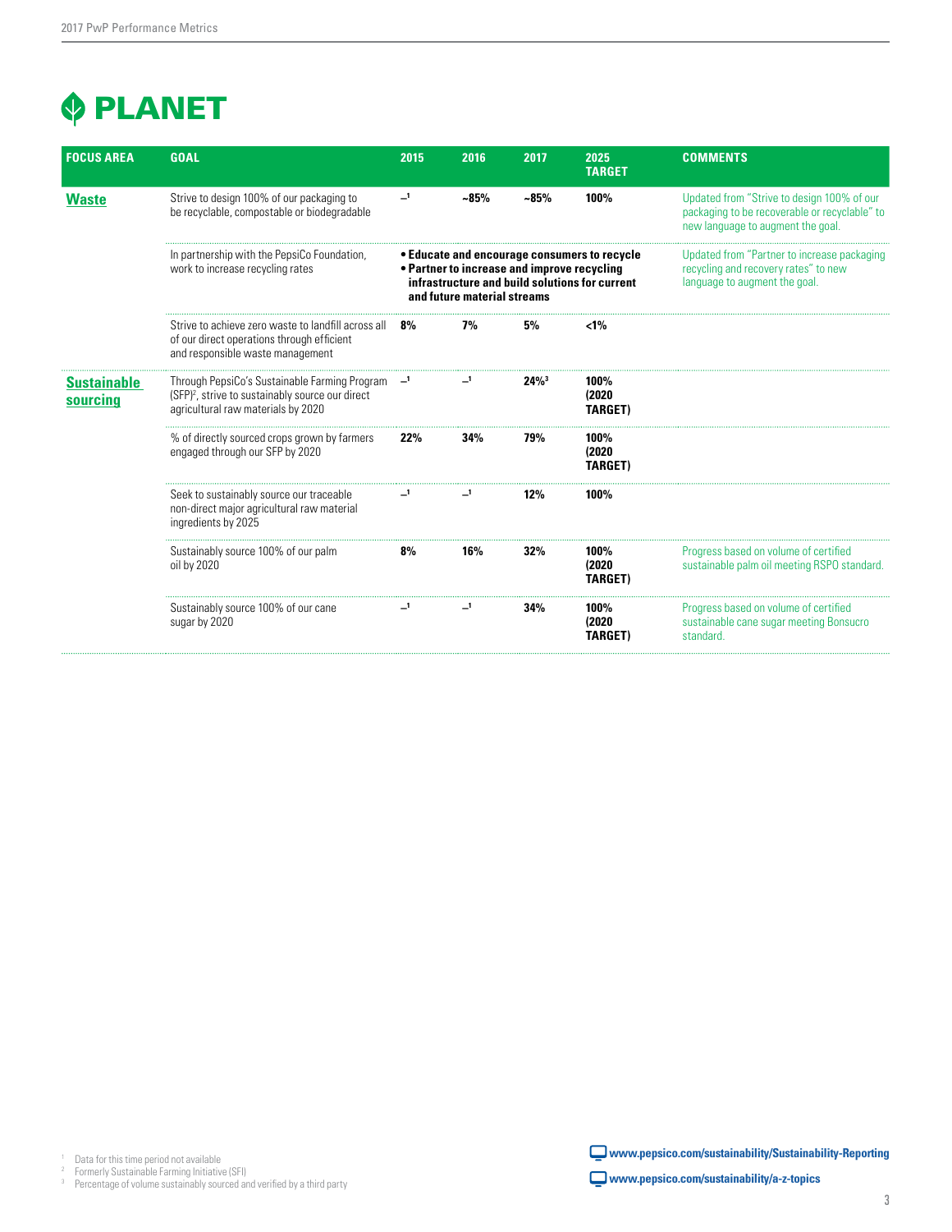# PLANET

| FOCUS AREA | GOAL | 2015 | 2016 | 2017 | 2025 TARGET | COMMENTS |
|---|---|---|---|---|---|---|
| **Waste** | Strive to design 100% of our packaging to be recyclable, compostable or biodegradable | –[1] | **~85%** | **~85%** | **100%** | Updated from "Strive to design 100% of our packaging to be recoverable or recyclable" to new language to augment the goal. |
| | In partnership with the PepsiCo Foundation, work to increase recycling rates | **• Educate and encourage consumers to recycle • Partner to increase and improve recycling infrastructure and build solutions for current and future material streams** | | | | Updated from "Partner to increase packaging recycling and recovery rates" to new language to augment the goal. |
| | Strive to achieve zero waste to landfill across all of our direct operations through efficient and responsible waste management | **8%** | **7%** | **5%** | **<1%** | |
| **Sustainable sourcing** | Through PepsiCo's Sustainable Farming Program (SFP)[2], strive to sustainably source our direct agricultural raw materials by 2020 | –[1] | –[1] | **24%**[3] | **100% (2020 TARGET)** | |
| | % of directly sourced crops grown by farmers engaged through our SFP by 2020 | **22%** | **34%** | **79%** | **100% (2020 TARGET)** | |
| | Seek to sustainably source our traceable non-direct major agricultural raw material ingredients by 2025 | –[1] | –[1] | **12%** | **100%** | |
| | Sustainably source 100% of our palm oil by 2020 | **8%** | **16%** | **32%** | **100% (2020 TARGET)** | Progress based on volume of certified sustainable palm oil meeting RSPO standard. |
| | Sustainably source 100% of our cane sugar by 2020 | –[1] | –[1] | **34%** | **100% (2020 TARGET)** | Progress based on volume of certified sustainable cane sugar meeting Bonsucro standard. |

[1] Data for this time period not available
[2] Formerly Sustainable Farming Initiative (SFI)
[3] Percentage of volume sustainably sourced and verified by a third party

www.pepsico.com/sustainability/Sustainability-Reporting

www.pepsico.com/sustainability/a-z-topics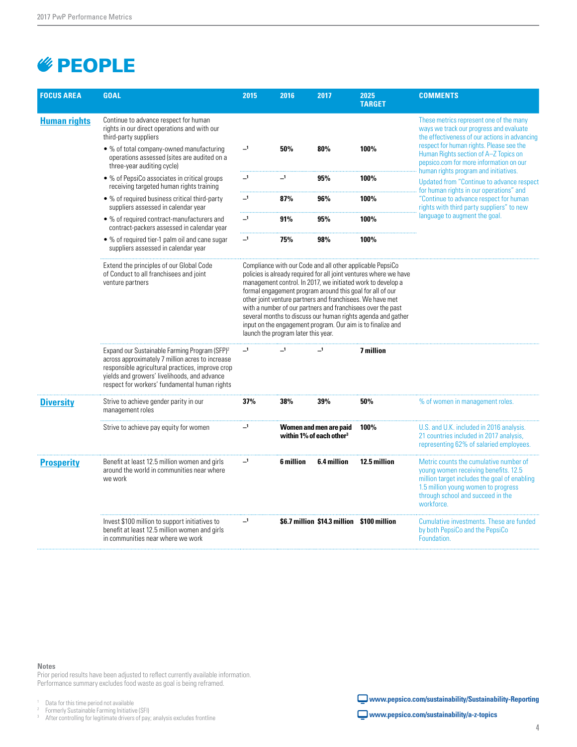// PEOPLE

| FOCUS AREA | GOAL | 2015 | 2016 | 2017 | 2025 TARGET | COMMENTS |
|---|---|---|---|---|---|---|
| **Human rights** | Continue to advance respect for human rights in our direct operations and with our third-party suppliers | | | | | These metrics represent one of the many ways we track our progress and evaluate the effectiveness of our actions in advancing respect for human rights. Please see the Human Rights section of A–Z Topics on pepsico.com for more information on our human rights program and initiatives. |
| | • % of total company-owned manufacturing operations assessed (sites are audited on a three-year auditing cycle) | –[1] | **50%** | **80%** | **100%** | |
| | • % of PepsiCo associates in critical groups receiving targeted human rights training | –[1] | –[1] | **95%** | **100%** | Updated from "Continue to advance respect for human rights in our operations" and "Continue to advance respect for human rights with third party suppliers" to new language to augment the goal. |
| | • % of required business critical third-party suppliers assessed in calendar year | –[1] | **87%** | **96%** | **100%** | |
| | • % of required contract-manufacturers and contract-packers assessed in calendar year | –[1] | **91%** | **95%** | **100%** | |
| | • % of required tier-1 palm oil and cane sugar suppliers assessed in calendar year | –[1] | **75%** | **98%** | **100%** | |
| | Extend the principles of our Global Code of Conduct to all franchisees and joint venture partners | Compliance with our Code and all other applicable PepsiCo policies is already required for all joint ventures where we have management control. In 2017, we initiated work to develop a formal engagement program around this goal for all of our other joint venture partners and franchisees. We have met with a number of our partners and franchisees over the past several months to discuss our human rights agenda and gather input on the engagement program. Our aim is to finalize and launch the program later this year. | | | | |
| | Expand our Sustainable Farming Program (SFP)[2] across approximately 7 million acres to increase responsible agricultural practices, improve crop yields and growers' livelihoods, and advance respect for workers' fundamental human rights | –[1] | –[1] | –[1] | **7 million** | |
| **Diversity** | Strive to achieve gender parity in our management roles | **37%** | **38%** | **39%** | **50%** | % of women in management roles. |
| | Strive to achieve pay equity for women | –[1] | **Women and men are paid within 1% of each other[3]** | | **100%** | U.S. and U.K. included in 2016 analysis. 21 countries included in 2017 analysis, representing 62% of salaried employees. |
| **Prosperity** | Benefit at least 12.5 million women and girls around the world in communities near where we work | –[1] | **6 million** | **6.4 million** | **12.5 million** | Metric counts the cumulative number of young women receiving benefits. 12.5 million target includes the goal of enabling 1.5 million young women to progress through school and succeed in the workforce. |
| | Invest $100 million to support initiatives to benefit at least 12.5 million women and girls in communities near where we work | –[1] | **$6.7 million** | **$14.3 million** | **$100 million** | Cumulative investments. These are funded by both PepsiCo and the PepsiCo Foundation. |

**Notes**

Prior period results have been adjusted to reflect currently available information.
Performance summary excludes food waste as goal is being reframed.

[1] Data for this time period not available
[2] Formerly Sustainable Farming Initiative (SFI)
[3] After controlling for legitimate drivers of pay; analysis excludes frontline

www.pepsico.com/sustainability/Sustainability-Reporting

www.pepsico.com/sustainability/a-z-topics